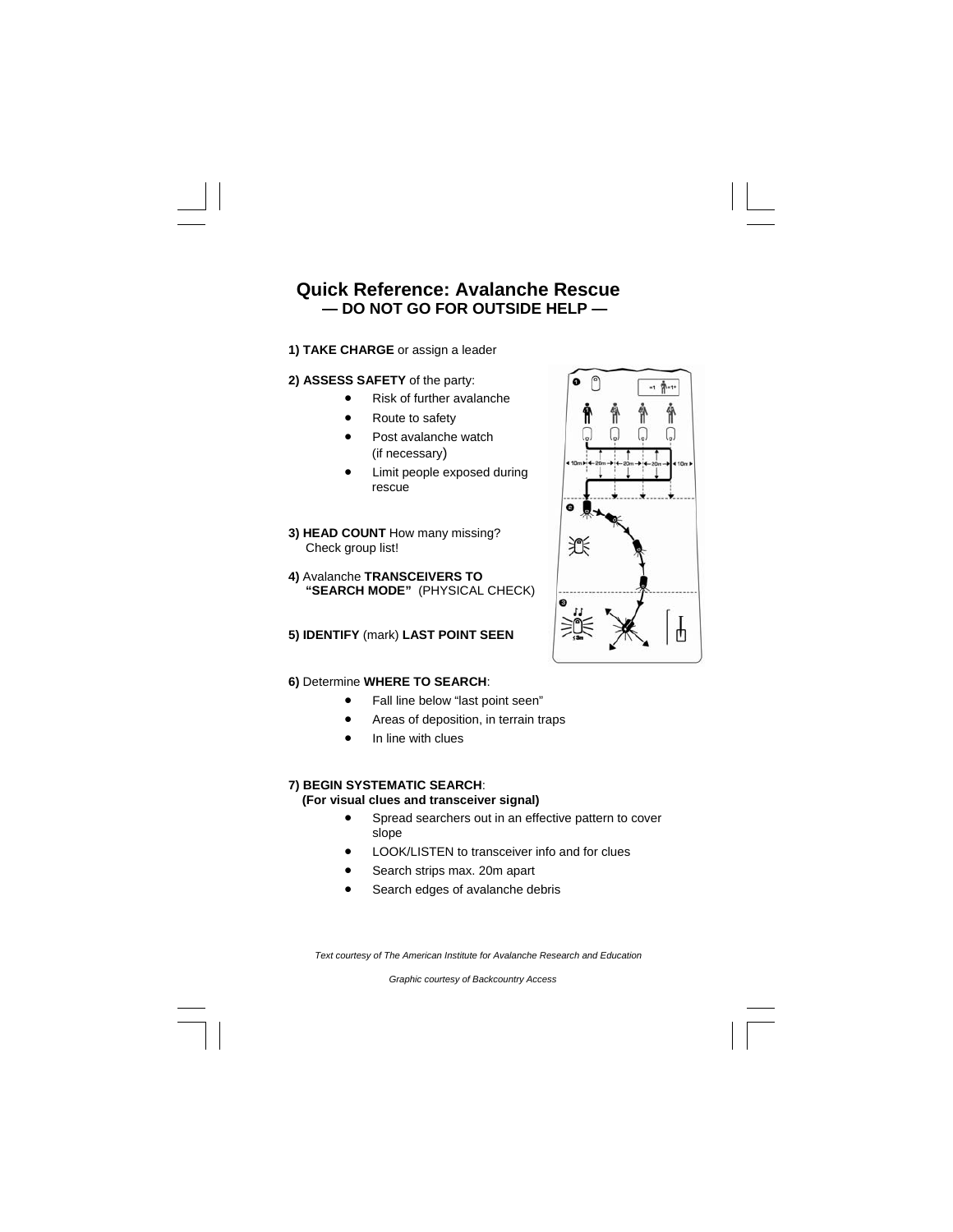# Quick Reference: Avalanche Rescue

## — DO NOT GO FOR OUTSIDE HELP —

**1) TAKE CHARGE** or assign a leader

**2) ASSESS SAFETY** of the party:

- Risk of further avalanche
- Route to safety
- Post avalanche watch (if necessary)
- Limit people exposed during rescue

**3) HEAD COUNT** How many missing? Check group list!

**4)** Avalanche **TRANSCEIVERS TO "SEARCH MODE"** (PHYSICAL CHECK)

**5) IDENTIFY** (mark) **LAST POINT SEEN**

**6)** Determine **WHERE TO SEARCH**:

- Fall line below "last point seen"
- Areas of deposition, in terrain traps
- In line with clues

**7) BEGIN SYSTEMATIC SEARCH**:
**(For visual clues and transceiver signal)**

- Spread searchers out in an effective pattern to cover slope
- LOOK/LISTEN to transceiver info and for clues
- Search strips max. 20m apart
- Search edges of avalanche debris

*Text courtesy of The American Institute for Avalanche Research and Education*

*Graphic courtesy of Backcountry Access*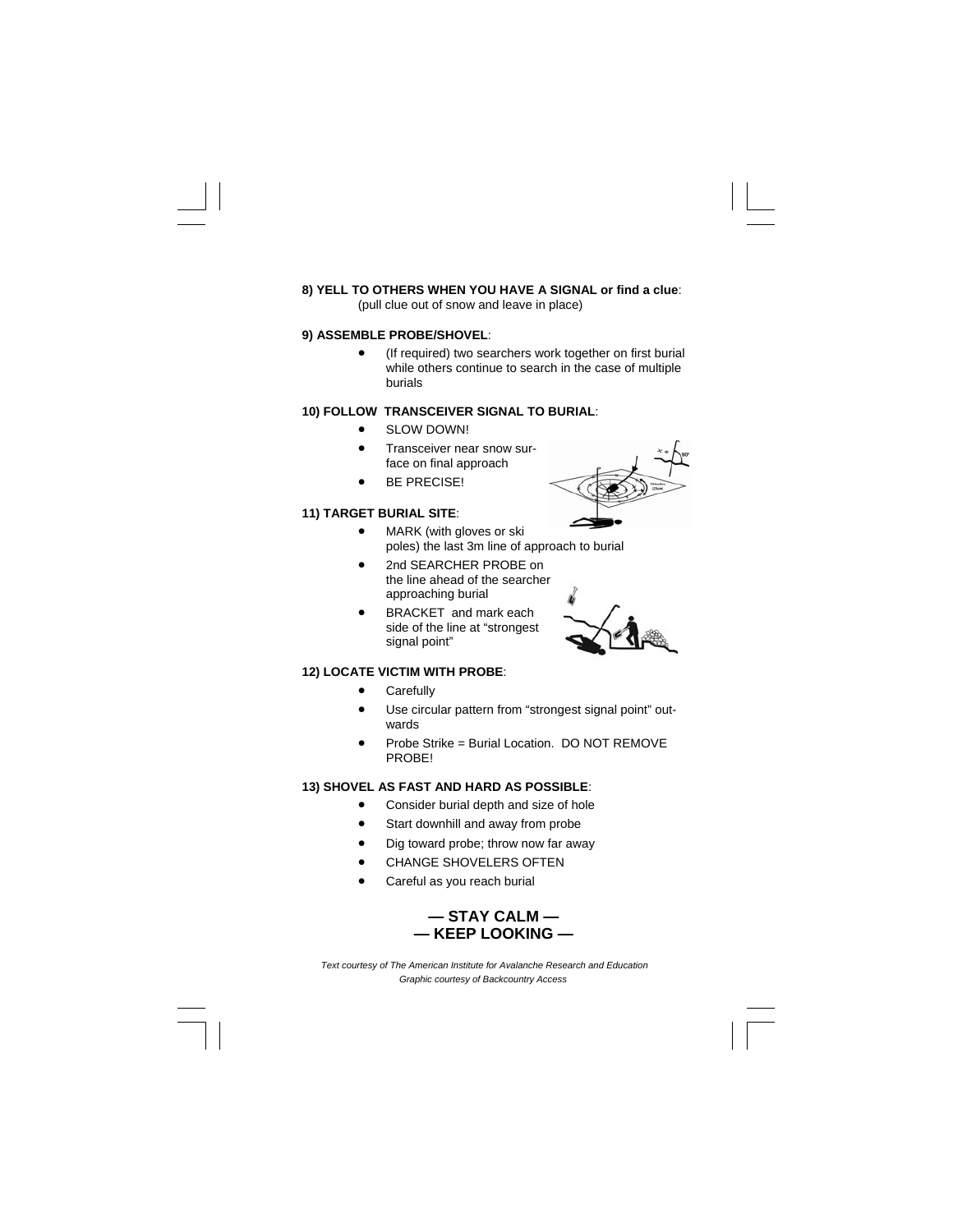**8) YELL TO OTHERS WHEN YOU HAVE A SIGNAL or find a clue**:
(pull clue out of snow and leave in place)

**9) ASSEMBLE PROBE/SHOVEL**:

- (If required) two searchers work together on first burial while others continue to search in the case of multiple burials

**10) FOLLOW TRANSCEIVER SIGNAL TO BURIAL**:

- SLOW DOWN!
- Transceiver near snow surface on final approach
- BE PRECISE!

**11) TARGET BURIAL SITE**:

- MARK (with gloves or ski poles) the last 3m line of approach to burial
- 2nd SEARCHER PROBE on the line ahead of the searcher approaching burial
- BRACKET and mark each side of the line at "strongest signal point"

**12) LOCATE VICTIM WITH PROBE**:

- Carefully
- Use circular pattern from "strongest signal point" outwards
- Probe Strike = Burial Location. DO NOT REMOVE PROBE!

**13) SHOVEL AS FAST AND HARD AS POSSIBLE**:

- Consider burial depth and size of hole
- Start downhill and away from probe
- Dig toward probe; throw now far away
- CHANGE SHOVELERS OFTEN
- Careful as you reach burial

**— STAY CALM —**
**— KEEP LOOKING —**

*Text courtesy of The American Institute for Avalanche Research and Education*
*Graphic courtesy of Backcountry Access*